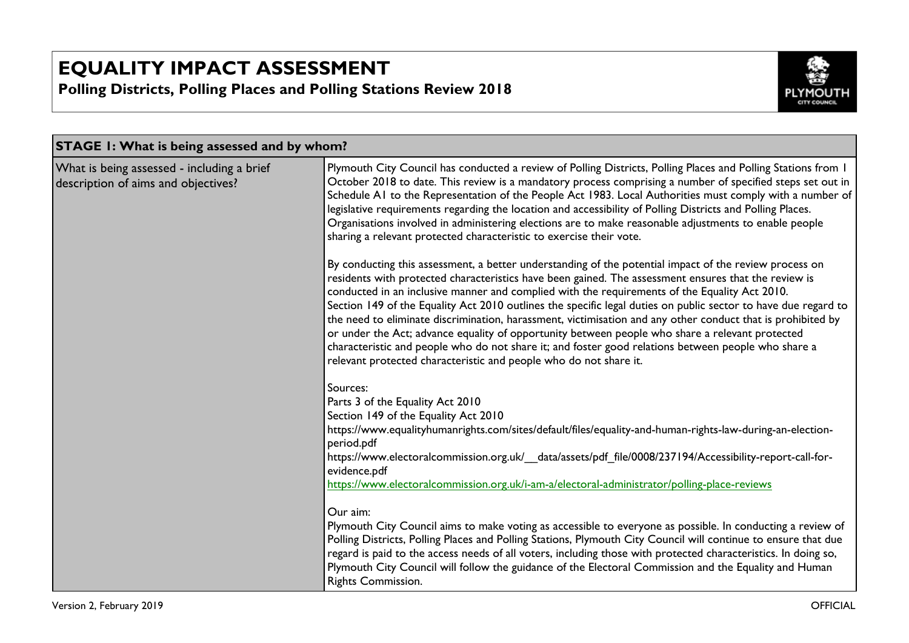# EQUALITY IMPACT ASSESSMENT

## Polling Districts, Polling Places and Polling Stations Review 2018

| STAGE 1: What is being assessed and by whom? | |
|---|---|
| What is being assessed - including a brief description of aims and objectives? | Plymouth City Council has conducted a review of Polling Districts, Polling Places and Polling Stations from 1 October 2018 to date. This review is a mandatory process comprising a number of specified steps set out in Schedule A1 to the Representation of the People Act 1983. Local Authorities must comply with a number of legislative requirements regarding the location and accessibility of Polling Districts and Polling Places. Organisations involved in administering elections are to make reasonable adjustments to enable people sharing a relevant protected characteristic to exercise their vote.<br><br>By conducting this assessment, a better understanding of the potential impact of the review process on residents with protected characteristics have been gained. The assessment ensures that the review is conducted in an inclusive manner and complied with the requirements of the Equality Act 2010.<br>Section 149 of the Equality Act 2010 outlines the specific legal duties on public sector to have due regard to the need to eliminate discrimination, harassment, victimisation and any other conduct that is prohibited by or under the Act; advance equality of opportunity between people who share a relevant protected characteristic and people who do not share it; and foster good relations between people who share a relevant protected characteristic and people who do not share it.<br><br>Sources:<br>Parts 3 of the Equality Act 2010<br>Section 149 of the Equality Act 2010<br>https://www.equalityhumanrights.com/sites/default/files/equality-and-human-rights-law-during-an-election-period.pdf<br>https://www.electoralcommission.org.uk/__data/assets/pdf_file/0008/237194/Accessibility-report-call-for-evidence.pdf<br>https://www.electoralcommission.org.uk/i-am-a/electoral-administrator/polling-place-reviews<br><br>Our aim:<br>Plymouth City Council aims to make voting as accessible to everyone as possible. In conducting a review of Polling Districts, Polling Places and Polling Stations, Plymouth City Council will continue to ensure that due regard is paid to the access needs of all voters, including those with protected characteristics. In doing so, Plymouth City Council will follow the guidance of the Electoral Commission and the Equality and Human Rights Commission. |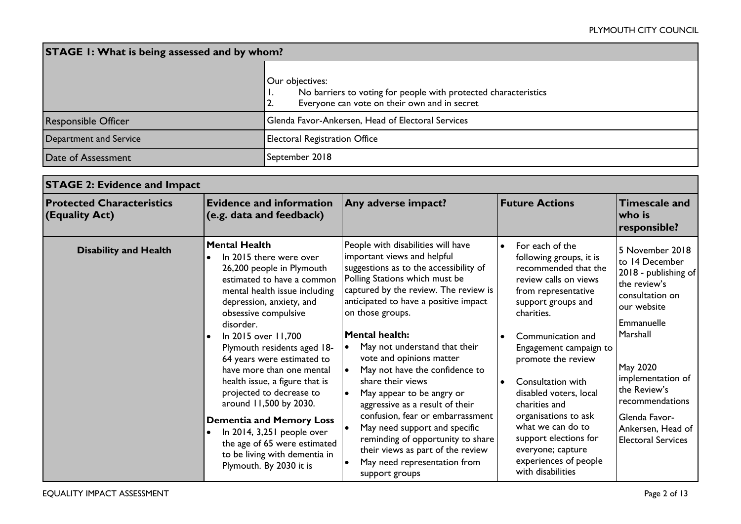| **STAGE 1: What is being assessed and by whom?** | |
|---|---|
| | Our objectives:<br>1. No barriers to voting for people with protected characteristics<br>2. Everyone can vote on their own and in secret |
| Responsible Officer | Glenda Favor-Ankersen, Head of Electoral Services |
| Department and Service | Electoral Registration Office |
| Date of Assessment | September 2018 |

| **STAGE 2: Evidence and Impact** | | | | |
|---|---|---|---|---|
| **Protected Characteristics (Equality Act)** | **Evidence and information (e.g. data and feedback)** | **Any adverse impact?** | **Future Actions** | **Timescale and who is responsible?** |
| **Disability and Health** | **Mental Health**<br>• In 2015 there were over 26,200 people in Plymouth estimated to have a common mental health issue including depression, anxiety, and obsessive compulsive disorder.<br>• In 2015 over 11,700 Plymouth residents aged 18-64 years were estimated to have more than one mental health issue, a figure that is projected to decrease to around 11,500 by 2030.<br>**Dementia and Memory Loss**<br>• In 2014, 3,251 people over the age of 65 were estimated to be living with dementia in Plymouth. By 2030 it is | People with disabilities will have important views and helpful suggestions as to the accessibility of Polling Stations which must be captured by the review. The review is anticipated to have a positive impact on those groups.<br>**Mental health:**<br>• May not understand that their vote and opinions matter<br>• May not have the confidence to share their views<br>• May appear to be angry or aggressive as a result of their confusion, fear or embarrassment<br>• May need support and specific reminding of opportunity to share their views as part of the review<br>• May need representation from support groups | • For each of the following groups, it is recommended that the review calls on views from representative support groups and charities.<br>• Communication and Engagement campaign to promote the review<br>• Consultation with disabled voters, local charities and organisations to ask what we can do to support elections for everyone; capture experiences of people with disabilities | 5 November 2018 to 14 December 2018 - publishing of the review's consultation on our website<br>Emmanuelle Marshall<br>May 2020 implementation of the Review's recommendations<br>Glenda Favor-Ankersen, Head of Electoral Services |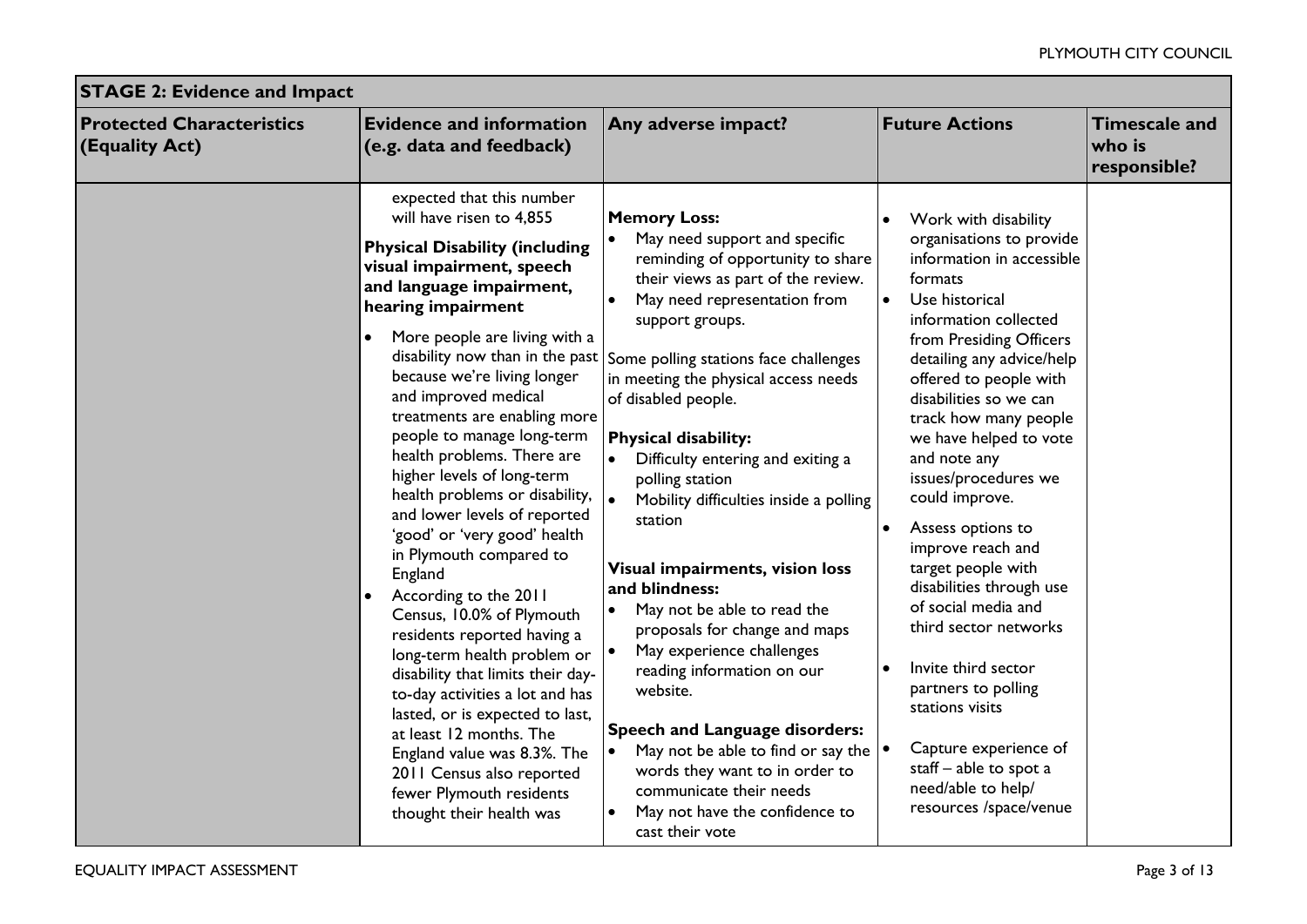| STAGE 2: Evidence and Impact | | | | |
|---|---|---|---|---|
| **Protected Characteristics (Equality Act)** | **Evidence and information (e.g. data and feedback)** | **Any adverse impact?** | **Future Actions** | **Timescale and who is responsible?** |
| | expected that this number will have risen to 4,855<br><br>**Physical Disability (including visual impairment, speech and language impairment, hearing impairment**<br><br>• More people are living with a disability now than in the past because we're living longer and improved medical treatments are enabling more people to manage long-term health problems. There are higher levels of long-term health problems or disability, and lower levels of reported 'good' or 'very good' health in Plymouth compared to England<br>• According to the 2011 Census, 10.0% of Plymouth residents reported having a long-term health problem or disability that limits their day-to-day activities a lot and has lasted, or is expected to last, at least 12 months. The England value was 8.3%. The 2011 Census also reported fewer Plymouth residents thought their health was | **Memory Loss:**<br>• May need support and specific reminding of opportunity to share their views as part of the review.<br>• May need representation from support groups.<br><br>Some polling stations face challenges in meeting the physical access needs of disabled people.<br><br>**Physical disability:**<br>• Difficulty entering and exiting a polling station<br>• Mobility difficulties inside a polling station<br><br>**Visual impairments, vision loss and blindness:**<br>• May not be able to read the proposals for change and maps<br>• May experience challenges reading information on our website.<br><br>**Speech and Language disorders:**<br>• May not be able to find or say the words they want to in order to communicate their needs<br>• May not have the confidence to cast their vote | • Work with disability organisations to provide information in accessible formats<br>• Use historical information collected from Presiding Officers detailing any advice/help offered to people with disabilities so we can track how many people we have helped to vote and note any issues/procedures we could improve.<br>• Assess options to improve reach and target people with disabilities through use of social media and third sector networks<br>• Invite third sector partners to polling stations visits<br>• Capture experience of staff – able to spot a need/able to help/ resources /space/venue | |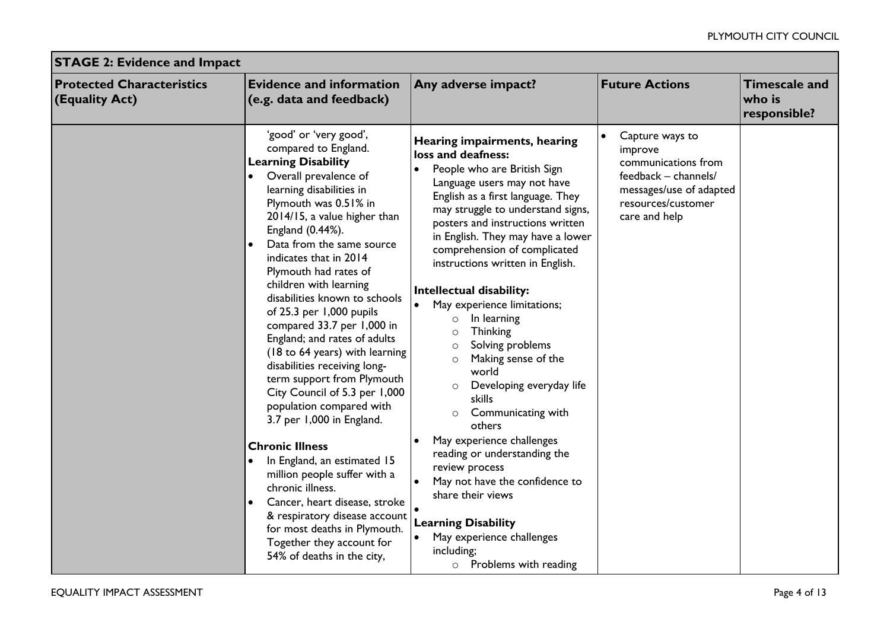| **STAGE 2: Evidence and Impact** | | | | |
|---|---|---|---|---|
| **Protected Characteristics (Equality Act)** | **Evidence and information (e.g. data and feedback)** | **Any adverse impact?** | **Future Actions** | **Timescale and who is responsible?** |
| | 'good' or 'very good', compared to England.<br>**Learning Disability**<br>• Overall prevalence of learning disabilities in Plymouth was 0.51% in 2014/15, a value higher than England (0.44%).<br>• Data from the same source indicates that in 2014 Plymouth had rates of children with learning disabilities known to schools of 25.3 per 1,000 pupils compared 33.7 per 1,000 in England; and rates of adults (18 to 64 years) with learning disabilities receiving long-term support from Plymouth City Council of 5.3 per 1,000 population compared with 3.7 per 1,000 in England.<br><br>**Chronic Illness**<br>• In England, an estimated 15 million people suffer with a chronic illness.<br>• Cancer, heart disease, stroke & respiratory disease account for most deaths in Plymouth. Together they account for 54% of deaths in the city, | **Hearing impairments, hearing loss and deafness:**<br>• People who are British Sign Language users may not have English as a first language. They may struggle to understand signs, posters and instructions written in English. They may have a lower comprehension of complicated instructions written in English.<br><br>**Intellectual disability:**<br>• May experience limitations;<br>  ○ In learning<br>  ○ Thinking<br>  ○ Solving problems<br>  ○ Making sense of the world<br>  ○ Developing everyday life skills<br>  ○ Communicating with others<br>• May experience challenges reading or understanding the review process<br>• May not have the confidence to share their views<br>•<br>**Learning Disability**<br>• May experience challenges including;<br>  ○ Problems with reading | • Capture ways to improve communications from feedback – channels/ messages/use of adapted resources/customer care and help | |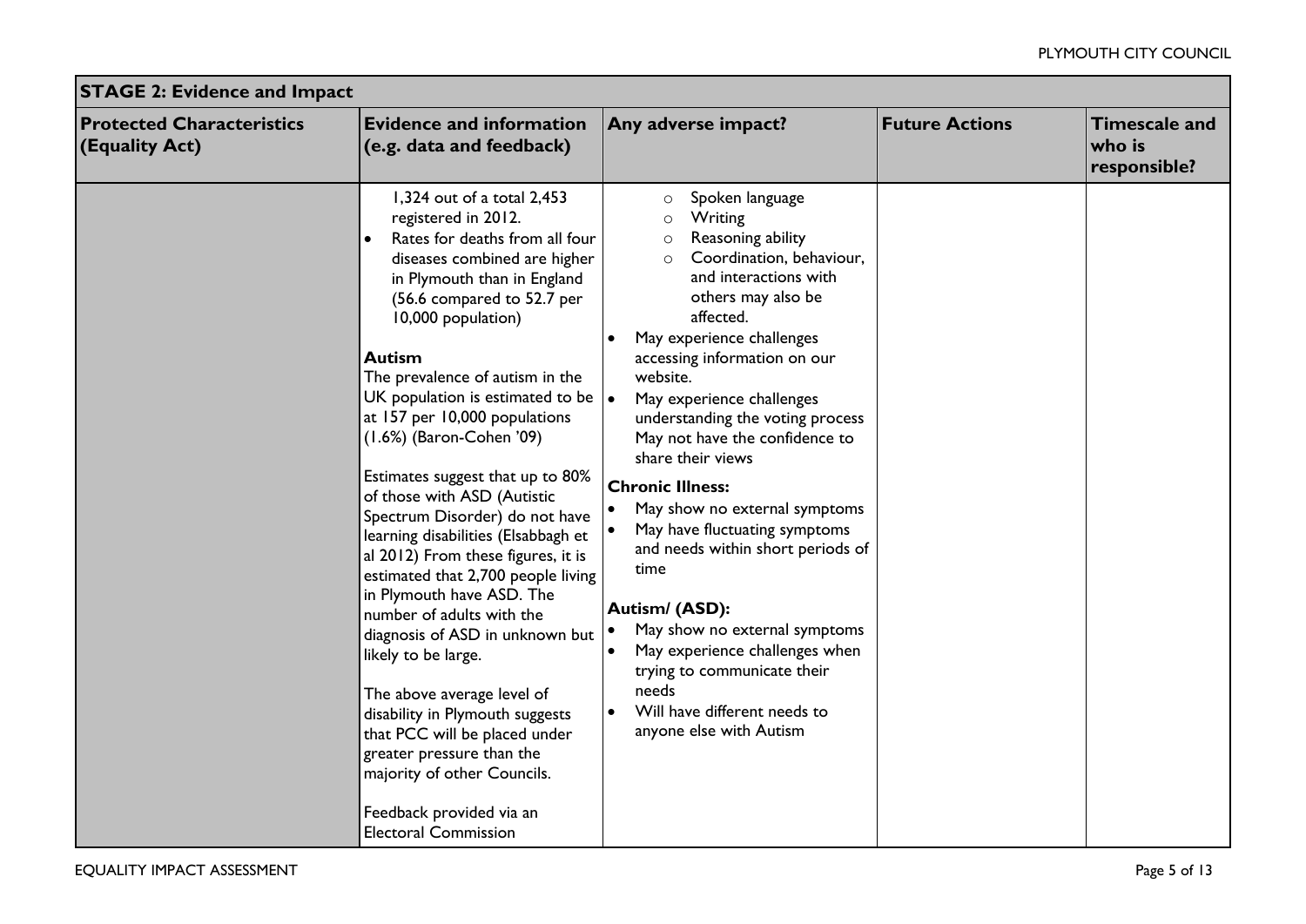| STAGE 2: Evidence and Impact | | | | |
|---|---|---|---|---|
| **Protected Characteristics (Equality Act)** | **Evidence and information (e.g. data and feedback)** | **Any adverse impact?** | **Future Actions** | **Timescale and who is responsible?** |
| | 1,324 out of a total 2,453 registered in 2012.<br>• Rates for deaths from all four diseases combined are higher in Plymouth than in England (56.6 compared to 52.7 per 10,000 population)<br><br>**Autism**<br>The prevalence of autism in the UK population is estimated to be at 157 per 10,000 populations (1.6%) (Baron-Cohen '09)<br><br>Estimates suggest that up to 80% of those with ASD (Autistic Spectrum Disorder) do not have learning disabilities (Elsabbagh et al 2012) From these figures, it is estimated that 2,700 people living in Plymouth have ASD. The number of adults with the diagnosis of ASD in unknown but likely to be large.<br><br>The above average level of disability in Plymouth suggests that PCC will be placed under greater pressure than the majority of other Councils.<br><br>Feedback provided via an Electoral Commission | ○ Spoken language<br>○ Writing<br>○ Reasoning ability<br>○ Coordination, behaviour, and interactions with others may also be affected.<br>• May experience challenges accessing information on our website.<br>• May experience challenges understanding the voting process May not have the confidence to share their views<br><br>**Chronic Illness:**<br>• May show no external symptoms<br>• May have fluctuating symptoms and needs within short periods of time<br><br>**Autism/ (ASD):**<br>• May show no external symptoms<br>• May experience challenges when trying to communicate their needs<br>• Will have different needs to anyone else with Autism | | |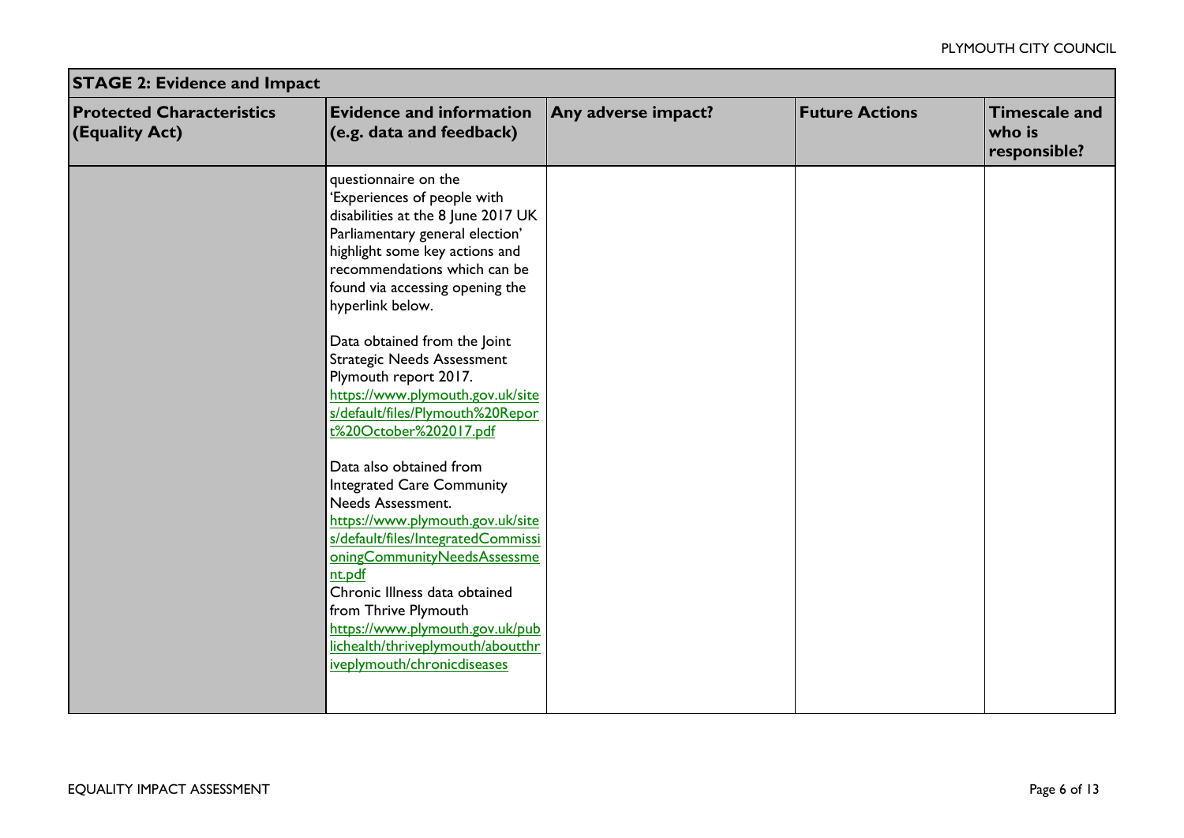| STAGE 2: Evidence and Impact | | | | |
|---|---|---|---|---|
| **Protected Characteristics (Equality Act)** | **Evidence and information (e.g. data and feedback)** | **Any adverse impact?** | **Future Actions** | **Timescale and who is responsible?** |
| | questionnaire on the 'Experiences of people with disabilities at the 8 June 2017 UK Parliamentary general election' highlight some key actions and recommendations which can be found via accessing opening the hyperlink below.<br><br>Data obtained from the Joint Strategic Needs Assessment Plymouth report 2017. https://www.plymouth.gov.uk/sites/default/files/Plymouth%20Report%20October%202017.pdf<br><br>Data also obtained from Integrated Care Community Needs Assessment. https://www.plymouth.gov.uk/sites/default/files/IntegratedCommissioningCommunityNeedsAssessment.pdf<br>Chronic Illness data obtained from Thrive Plymouth https://www.plymouth.gov.uk/publichealth/thriveplymouth/aboutthriveplymouth/chronicdiseases | | | |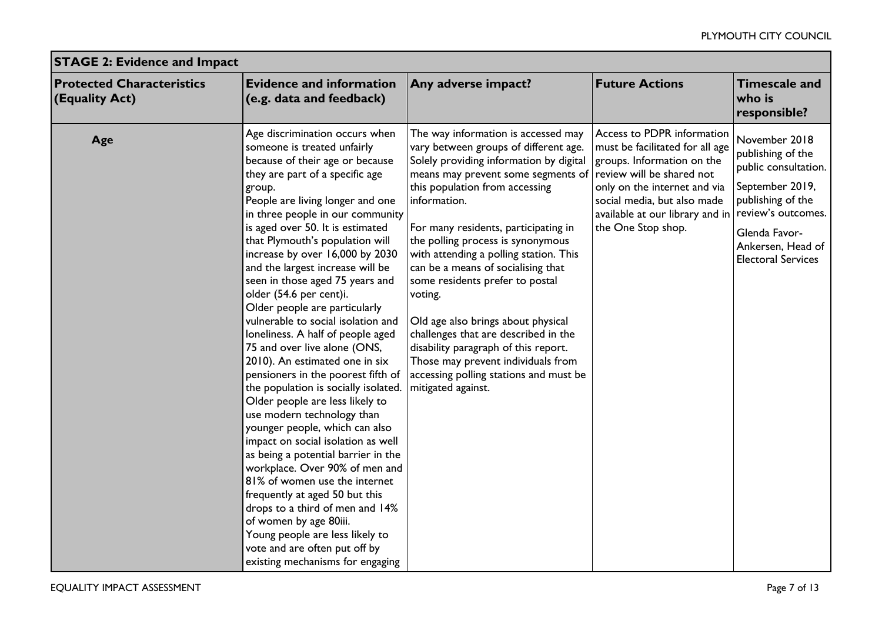| STAGE 2: Evidence and Impact | | | | |
|---|---|---|---|---|
| **Protected Characteristics (Equality Act)** | **Evidence and information (e.g. data and feedback)** | **Any adverse impact?** | **Future Actions** | **Timescale and who is responsible?** |
| **Age** | Age discrimination occurs when someone is treated unfairly because of their age or because they are part of a specific age group.<br>People are living longer and one in three people in our community is aged over 50. It is estimated that Plymouth's population will increase by over 16,000 by 2030 and the largest increase will be seen in those aged 75 years and older (54.6 per cent)i.<br>Older people are particularly vulnerable to social isolation and loneliness. A half of people aged 75 and over live alone (ONS, 2010). An estimated one in six pensioners in the poorest fifth of the population is socially isolated.<br>Older people are less likely to use modern technology than younger people, which can also impact on social isolation as well as being a potential barrier in the workplace. Over 90% of men and 81% of women use the internet frequently at aged 50 but this drops to a third of men and 14% of women by age 80iii.<br>Young people are less likely to vote and are often put off by existing mechanisms for engaging | The way information is accessed may vary between groups of different age. Solely providing information by digital means may prevent some segments of this population from accessing information.<br><br>For many residents, participating in the polling process is synonymous with attending a polling station. This can be a means of socialising that some residents prefer to postal voting.<br><br>Old age also brings about physical challenges that are described in the disability paragraph of this report. Those may prevent individuals from accessing polling stations and must be mitigated against. | Access to PDPR information must be facilitated for all age groups. Information on the review will be shared not only on the internet and via social media, but also made available at our library and in the One Stop shop. | November 2018 publishing of the public consultation.<br><br>September 2019, publishing of the review's outcomes.<br><br>Glenda Favor-Ankersen, Head of Electoral Services |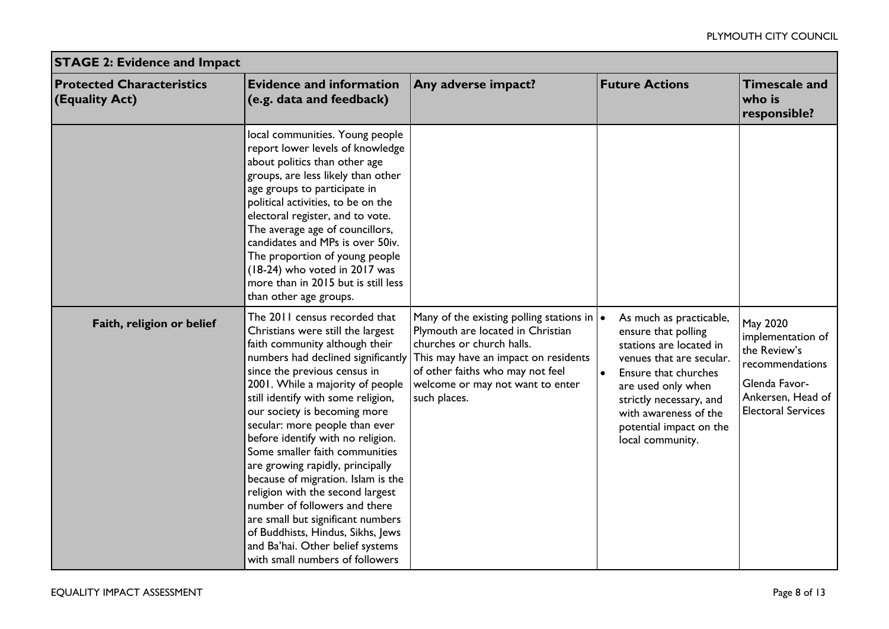| STAGE 2: Evidence and Impact | | | | |
|---|---|---|---|---|
| **Protected Characteristics (Equality Act)** | **Evidence and information (e.g. data and feedback)** | **Any adverse impact?** | **Future Actions** | **Timescale and who is responsible?** |
| | local communities. Young people report lower levels of knowledge about politics than other age groups, are less likely than other age groups to participate in political activities, to be on the electoral register, and to vote. The average age of councillors, candidates and MPs is over 50iv. The proportion of young people (18-24) who voted in 2017 was more than in 2015 but is still less than other age groups. | | | |
| **Faith, religion or belief** | The 2011 census recorded that Christians were still the largest faith community although their numbers had declined significantly since the previous census in 2001. While a majority of people still identify with some religion, our society is becoming more secular: more people than ever before identify with no religion. Some smaller faith communities are growing rapidly, principally because of migration. Islam is the religion with the second largest number of followers and there are small but significant numbers of Buddhists, Hindus, Sikhs, Jews and Ba'hai. Other belief systems with small numbers of followers | Many of the existing polling stations in Plymouth are located in Christian churches or church halls. This may have an impact on residents of other faiths who may not feel welcome or may not want to enter such places. | • As much as practicable, ensure that polling stations are located in venues that are secular. • Ensure that churches are used only when strictly necessary, and with awareness of the potential impact on the local community. | May 2020 implementation of the Review's recommendations Glenda Favor-Ankersen, Head of Electoral Services |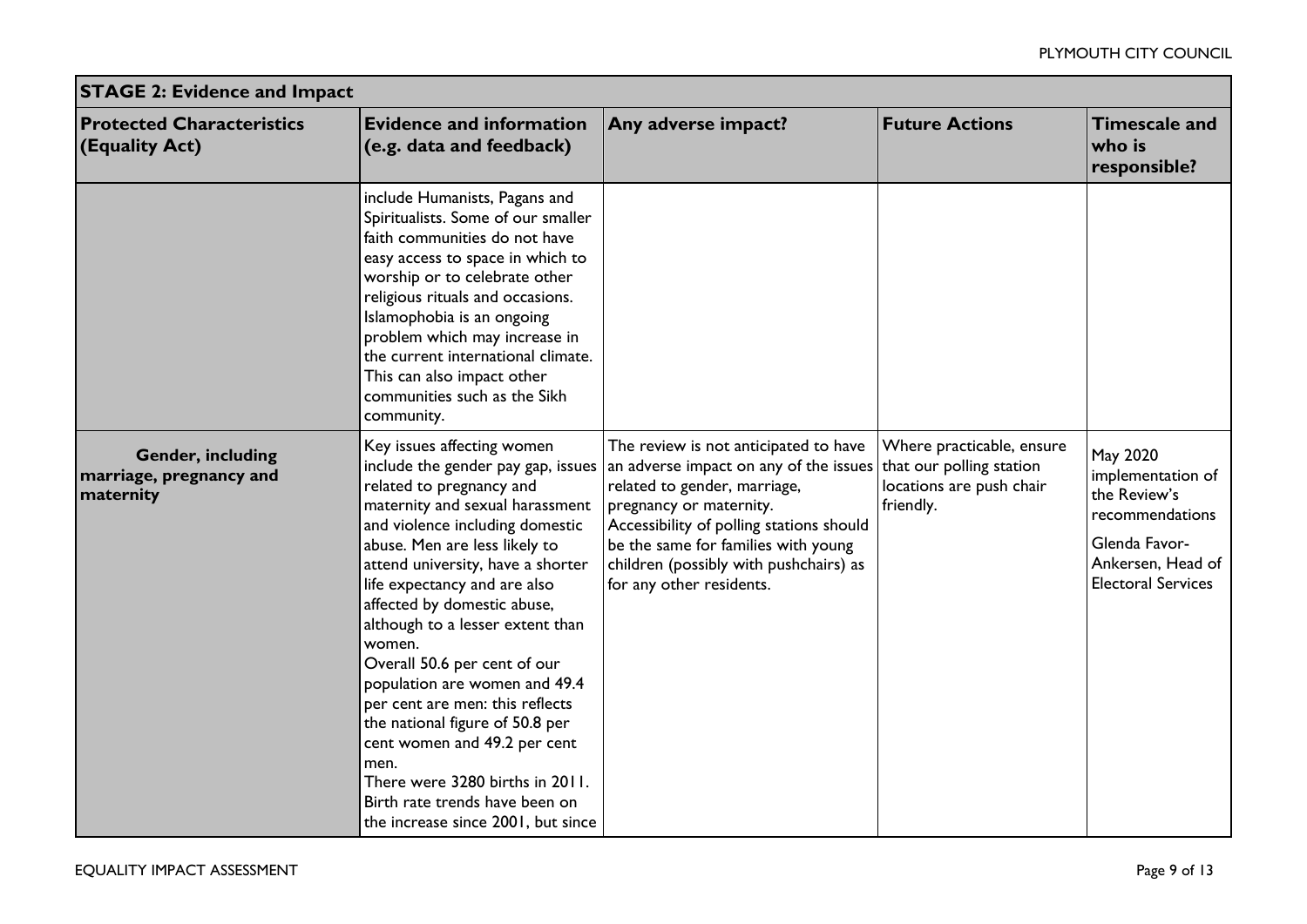| STAGE 2: Evidence and Impact | | | | |
|---|---|---|---|---|
| **Protected Characteristics (Equality Act)** | **Evidence and information (e.g. data and feedback)** | **Any adverse impact?** | **Future Actions** | **Timescale and who is responsible?** |
| | include Humanists, Pagans and Spiritualists. Some of our smaller faith communities do not have easy access to space in which to worship or to celebrate other religious rituals and occasions. Islamophobia is an ongoing problem which may increase in the current international climate. This can also impact other communities such as the Sikh community. | | | |
| **Gender, including marriage, pregnancy and maternity** | Key issues affecting women include the gender pay gap, issues related to pregnancy and maternity and sexual harassment and violence including domestic abuse. Men are less likely to attend university, have a shorter life expectancy and are also affected by domestic abuse, although to a lesser extent than women. Overall 50.6 per cent of our population are women and 49.4 per cent are men: this reflects the national figure of 50.8 per cent women and 49.2 per cent men. There were 3280 births in 2011. Birth rate trends have been on the increase since 2001, but since | The review is not anticipated to have an adverse impact on any of the issues related to gender, marriage, pregnancy or maternity. Accessibility of polling stations should be the same for families with young children (possibly with pushchairs) as for any other residents. | Where practicable, ensure that our polling station locations are push chair friendly. | May 2020 implementation of the Review's recommendations<br><br>Glenda Favor-Ankersen, Head of Electoral Services |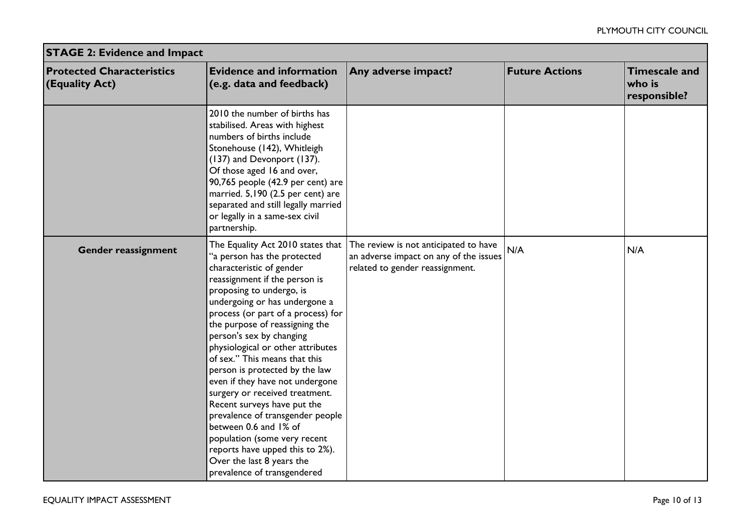| STAGE 2: Evidence and Impact | | | | |
|---|---|---|---|---|
| **Protected Characteristics (Equality Act)** | **Evidence and information (e.g. data and feedback)** | **Any adverse impact?** | **Future Actions** | **Timescale and who is responsible?** |
| | 2010 the number of births has stabilised. Areas with highest numbers of births include Stonehouse (142), Whitleigh (137) and Devonport (137). Of those aged 16 and over, 90,765 people (42.9 per cent) are married. 5,190 (2.5 per cent) are separated and still legally married or legally in a same-sex civil partnership. | | | |
| **Gender reassignment** | The Equality Act 2010 states that "a person has the protected characteristic of gender reassignment if the person is proposing to undergo, is undergoing or has undergone a process (or part of a process) for the purpose of reassigning the person's sex by changing physiological or other attributes of sex." This means that this person is protected by the law even if they have not undergone surgery or received treatment. Recent surveys have put the prevalence of transgender people between 0.6 and 1% of population (some very recent reports have upped this to 2%). Over the last 8 years the prevalence of transgendered | The review is not anticipated to have an adverse impact on any of the issues related to gender reassignment. | N/A | N/A |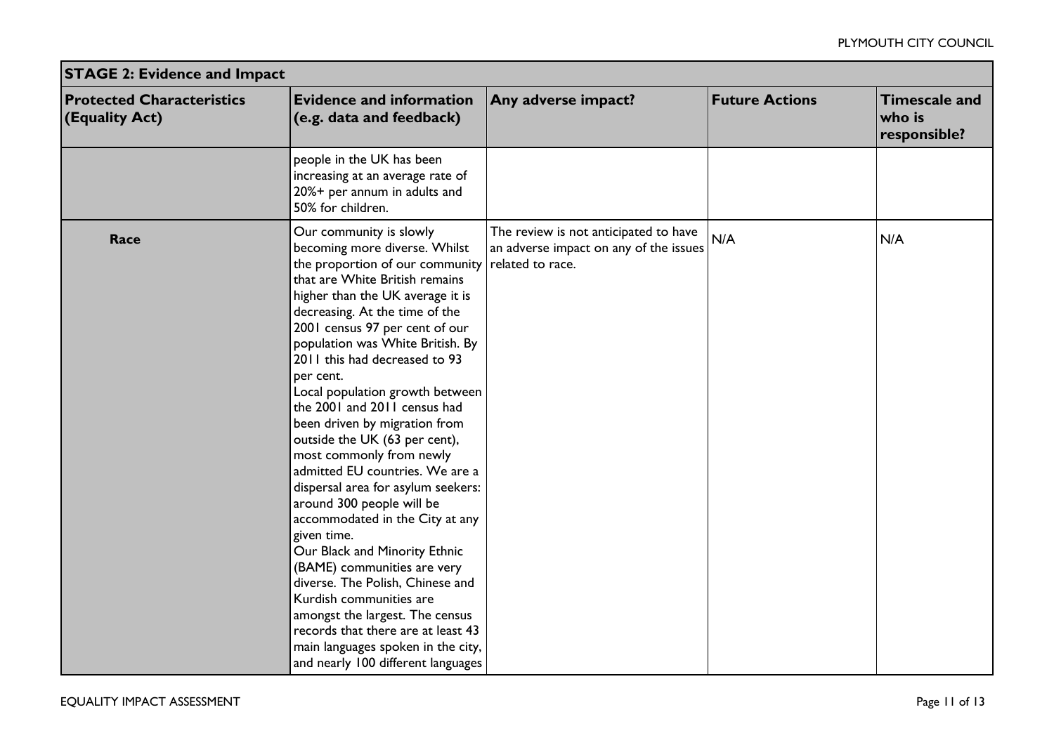| STAGE 2: Evidence and Impact | | | | |
|---|---|---|---|---|
| **Protected Characteristics (Equality Act)** | **Evidence and information (e.g. data and feedback)** | **Any adverse impact?** | **Future Actions** | **Timescale and who is responsible?** |
| | people in the UK has been increasing at an average rate of 20%+ per annum in adults and 50% for children. | | | |
| **Race** | Our community is slowly becoming more diverse. Whilst the proportion of our community that are White British remains higher than the UK average it is decreasing. At the time of the 2001 census 97 per cent of our population was White British. By 2011 this had decreased to 93 per cent.<br>Local population growth between the 2001 and 2011 census had been driven by migration from outside the UK (63 per cent), most commonly from newly admitted EU countries. We are a dispersal area for asylum seekers: around 300 people will be accommodated in the City at any given time.<br>Our Black and Minority Ethnic (BAME) communities are very diverse. The Polish, Chinese and Kurdish communities are amongst the largest. The census records that there are at least 43 main languages spoken in the city, and nearly 100 different languages | The review is not anticipated to have an adverse impact on any of the issues related to race. | N/A | N/A |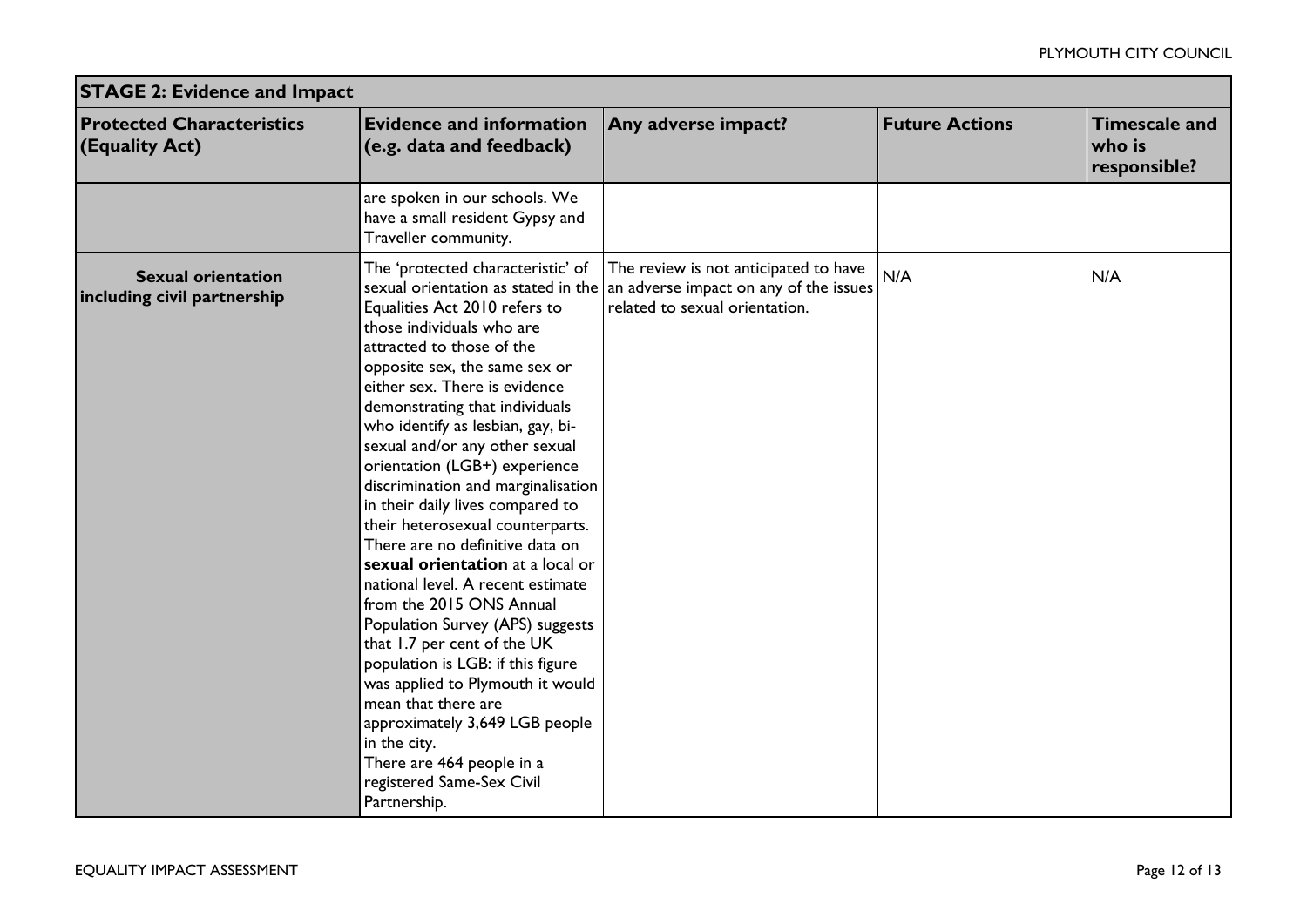| STAGE 2: Evidence and Impact | | | | |
|---|---|---|---|---|
| **Protected Characteristics (Equality Act)** | **Evidence and information (e.g. data and feedback)** | **Any adverse impact?** | **Future Actions** | **Timescale and who is responsible?** |
| | are spoken in our schools. We have a small resident Gypsy and Traveller community. | | | |
| **Sexual orientation including civil partnership** | The 'protected characteristic' of sexual orientation as stated in the Equalities Act 2010 refers to those individuals who are attracted to those of the opposite sex, the same sex or either sex. There is evidence demonstrating that individuals who identify as lesbian, gay, bi-sexual and/or any other sexual orientation (LGB+) experience discrimination and marginalisation in their daily lives compared to their heterosexual counterparts. There are no definitive data on **sexual orientation** at a local or national level. A recent estimate from the 2015 ONS Annual Population Survey (APS) suggests that 1.7 per cent of the UK population is LGB: if this figure was applied to Plymouth it would mean that there are approximately 3,649 LGB people in the city. There are 464 people in a registered Same-Sex Civil Partnership. | The review is not anticipated to have an adverse impact on any of the issues related to sexual orientation. | N/A | N/A |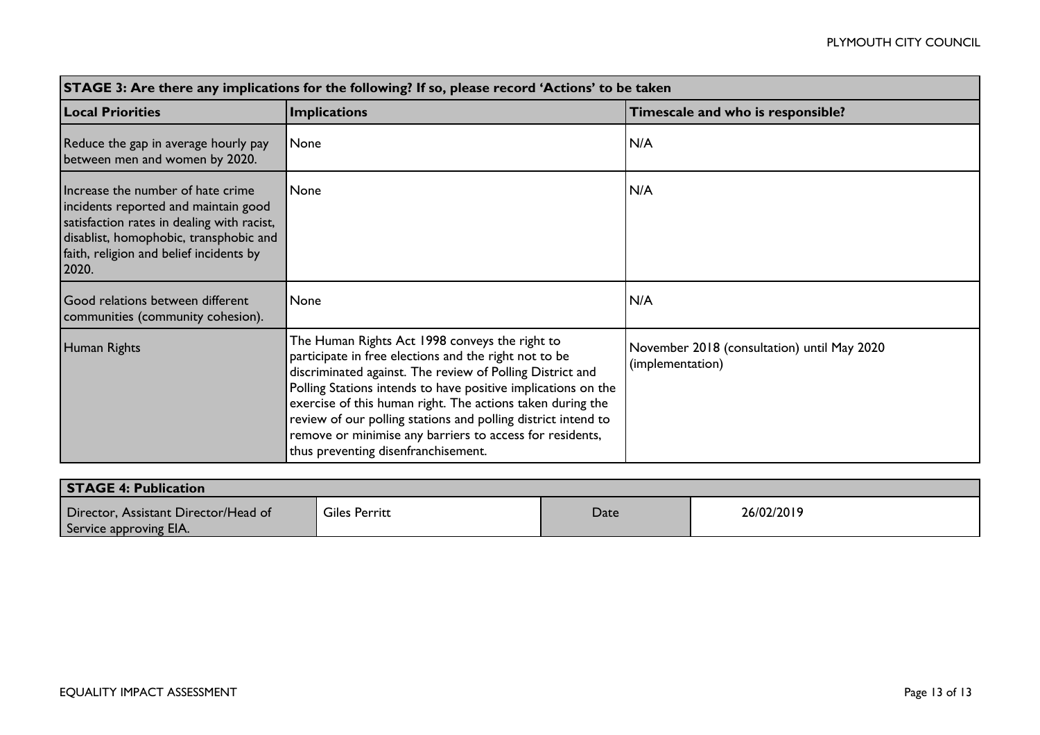| STAGE 3: Are there any implications for the following? If so, please record 'Actions' to be taken | | |
|---|---|---|
| **Local Priorities** | **Implications** | **Timescale and who is responsible?** |
| Reduce the gap in average hourly pay between men and women by 2020. | None | N/A |
| Increase the number of hate crime incidents reported and maintain good satisfaction rates in dealing with racist, disablist, homophobic, transphobic and faith, religion and belief incidents by 2020. | None | N/A |
| Good relations between different communities (community cohesion). | None | N/A |
| Human Rights | The Human Rights Act 1998 conveys the right to participate in free elections and the right not to be discriminated against. The review of Polling District and Polling Stations intends to have positive implications on the exercise of this human right. The actions taken during the review of our polling stations and polling district intend to remove or minimise any barriers to access for residents, thus preventing disenfranchisement. | November 2018 (consultation) until May 2020 (implementation) |

| STAGE 4: Publication | | | |
|---|---|---|---|
| Director, Assistant Director/Head of Service approving EIA. | Giles Perritt | Date | 26/02/2019 |